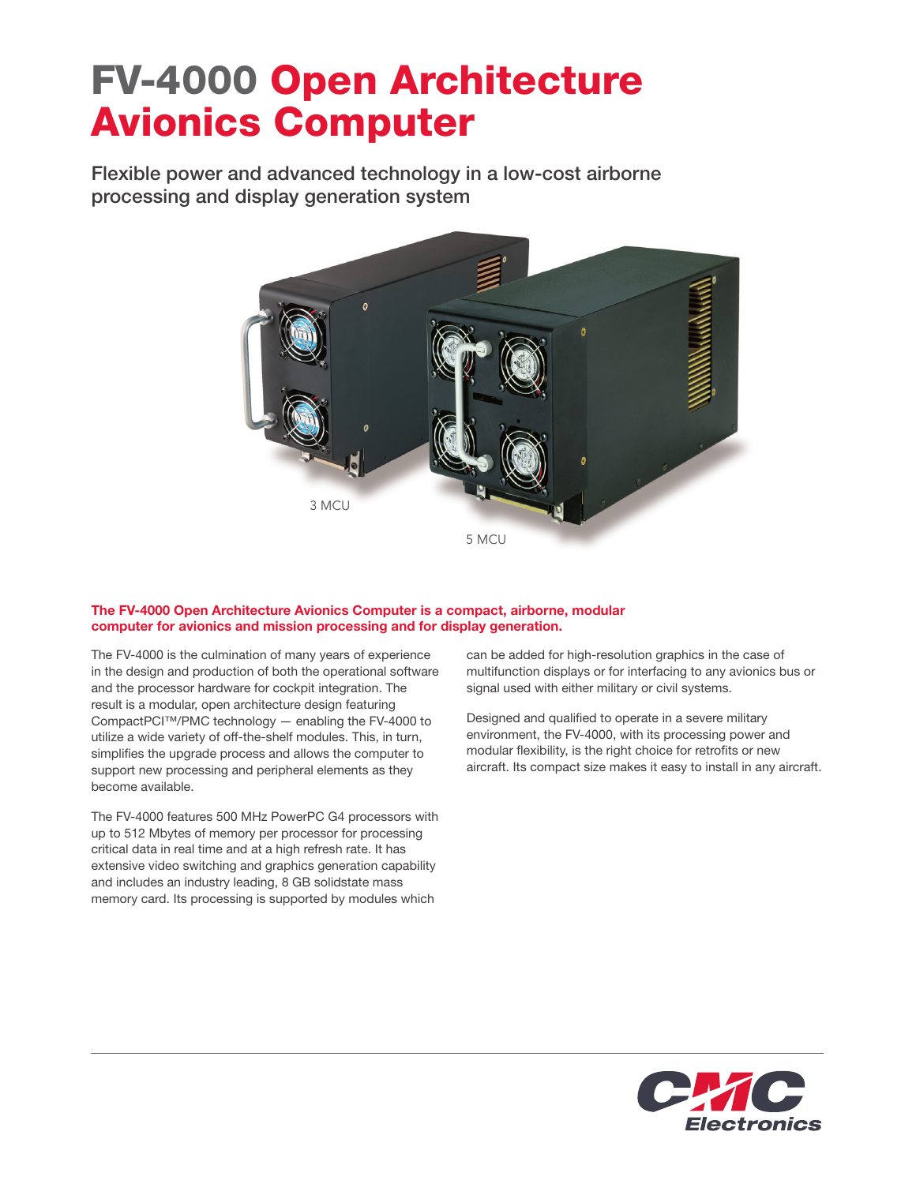# FV-4000 Open Architecture Avionics Computer

## Flexible power and advanced technology in a low-cost airborne processing and display generation system

3 MCU

5 MCU

**The FV-4000 Open Architecture Avionics Computer is a compact, airborne, modular computer for avionics and mission processing and for display generation.**

The FV-4000 is the culmination of many years of experience in the design and production of both the operational software and the processor hardware for cockpit integration. The result is a modular, open architecture design featuring CompactPCI™/PMC technology — enabling the FV-4000 to utilize a wide variety of off-the-shelf modules. This, in turn, simplifies the upgrade process and allows the computer to support new processing and peripheral elements as they become available.

The FV-4000 features 500 MHz PowerPC G4 processors with up to 512 Mbytes of memory per processor for processing critical data in real time and at a high refresh rate. It has extensive video switching and graphics generation capability and includes an industry leading, 8 GB solidstate mass memory card. Its processing is supported by modules which can be added for high-resolution graphics in the case of multifunction displays or for interfacing to any avionics bus or signal used with either military or civil systems.

Designed and qualified to operate in a severe military environment, the FV-4000, with its processing power and modular flexibility, is the right choice for retrofits or new aircraft. Its compact size makes it easy to install in any aircraft.

CMC Electronics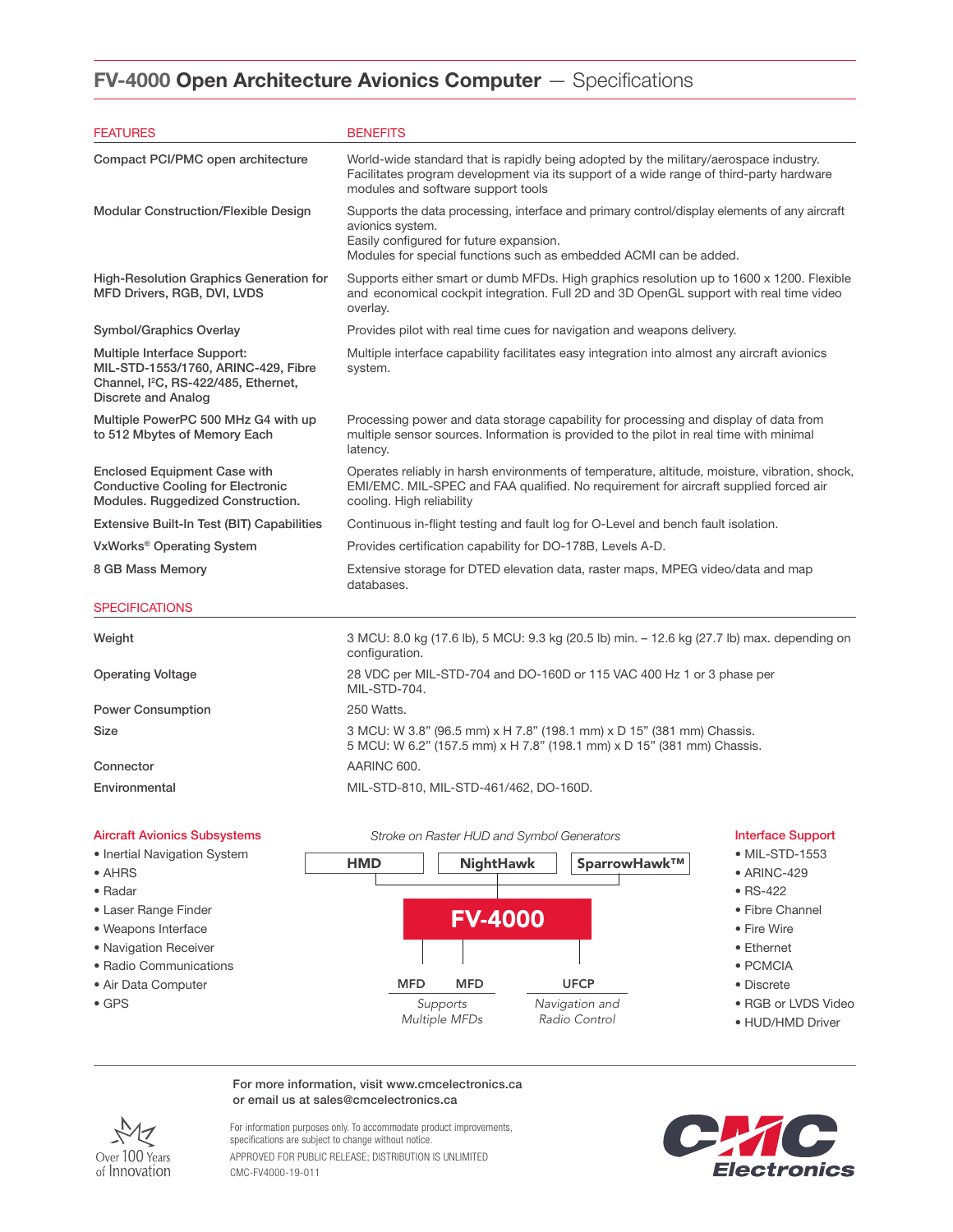# FV-4000 Open Architecture Avionics Computer — Specifications

| FEATURES | BENEFITS |
|---|---|
| Compact PCI/PMC open architecture | World-wide standard that is rapidly being adopted by the military/aerospace industry. Facilitates program development via its support of a wide range of third-party hardware modules and software support tools |
| Modular Construction/Flexible Design | Supports the data processing, interface and primary control/display elements of any aircraft avionics system. Easily configured for future expansion. Modules for special functions such as embedded ACMI can be added. |
| High-Resolution Graphics Generation for MFD Drivers, RGB, DVI, LVDS | Supports either smart or dumb MFDs. High graphics resolution up to 1600 x 1200. Flexible and economical cockpit integration. Full 2D and 3D OpenGL support with real time video overlay. |
| Symbol/Graphics Overlay | Provides pilot with real time cues for navigation and weapons delivery. |
| Multiple Interface Support: MIL-STD-1553/1760, ARINC-429, Fibre Channel, I²C, RS-422/485, Ethernet, Discrete and Analog | Multiple interface capability facilitates easy integration into almost any aircraft avionics system. |
| Multiple PowerPC 500 MHz G4 with up to 512 Mbytes of Memory Each | Processing power and data storage capability for processing and display of data from multiple sensor sources. Information is provided to the pilot in real time with minimal latency. |
| Enclosed Equipment Case with Conductive Cooling for Electronic Modules. Ruggedized Construction. | Operates reliably in harsh environments of temperature, altitude, moisture, vibration, shock, EMI/EMC. MIL-SPEC and FAA qualified. No requirement for aircraft supplied forced air cooling. High reliability |
| Extensive Built-In Test (BIT) Capabilities | Continuous in-flight testing and fault log for O-Level and bench fault isolation. |
| VxWorks® Operating System | Provides certification capability for DO-178B, Levels A-D. |
| 8 GB Mass Memory | Extensive storage for DTED elevation data, raster maps, MPEG video/data and map databases. |

## SPECIFICATIONS

| | |
|---|---|
| Weight | 3 MCU: 8.0 kg (17.6 lb), 5 MCU: 9.3 kg (20.5 lb) min. – 12.6 kg (27.7 lb) max. depending on configuration. |
| Operating Voltage | 28 VDC per MIL-STD-704 and DO-160D or 115 VAC 400 Hz 1 or 3 phase per MIL-STD-704. |
| Power Consumption | 250 Watts. |
| Size | 3 MCU: W 3.8" (96.5 mm) x H 7.8" (198.1 mm) x D 15" (381 mm) Chassis.<br>5 MCU: W 6.2" (157.5 mm) x H 7.8" (198.1 mm) x D 15" (381 mm) Chassis. |
| Connector | AARINC 600. |
| Environmental | MIL-STD-810, MIL-STD-461/462, DO-160D. |

### Aircraft Avionics Subsystems

- Inertial Navigation System
- AHRS
- Radar
- Laser Range Finder
- Weapons Interface
- Navigation Receiver
- Radio Communications
- Air Data Computer
- GPS

*Stroke on Raster HUD and Symbol Generators*

HMD

NightHawk

SparrowHawk™

FV-4000

MFD

MFD

UFCP

*Supports Multiple MFDs*

*Navigation and Radio Control*

### Interface Support

- MIL-STD-1553
- ARINC-429
- RS-422
- Fibre Channel
- Fire Wire
- Ethernet
- PCMCIA
- Discrete
- RGB or LVDS Video
- HUD/HMD Driver

For more information, visit www.cmcelectronics.ca
or email us at sales@cmcelectronics.ca

Over 100 Years of Innovation

For information purposes only. To accommodate product improvements, specifications are subject to change without notice.

APPROVED FOR PUBLIC RELEASE; DISTRIBUTION IS UNLIMITED

CMC-FV4000-19-011

CMC Electronics